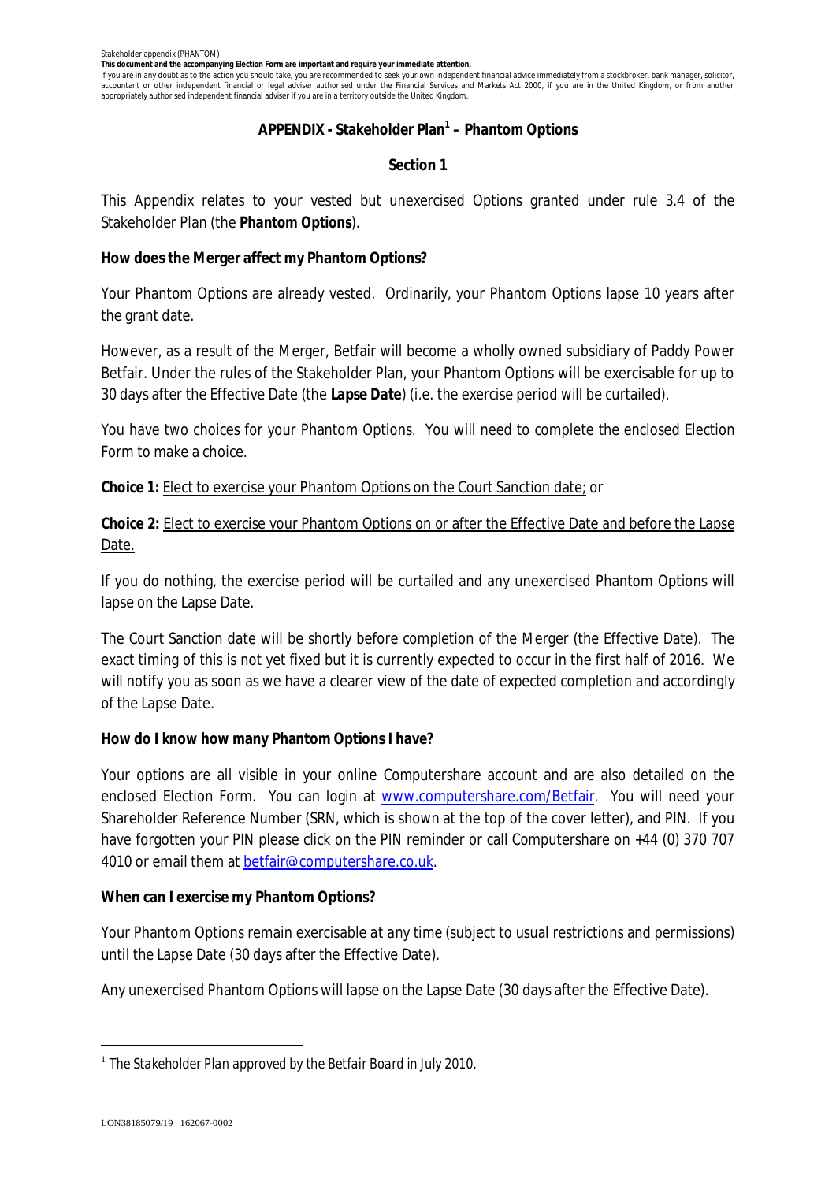Stakeholder appendix (PHANTOM)

**This document and the accompanying Election Form are important and require your immediate attention.**

If you are in any doubt as to the action you should take, you are recommended to seek your own independent financial advice immediately from a stockbroker, bank manager, solicitor, accountant or other independent financial or legal adviser authorised under the Financial Services and Markets Act 2000, if you are in the United Kingdom, or from another appropriately authorised independent financial adviser if you are in a territory outside the United Kingdom.

# APPENDIX - Stakeholder Plan[1] – Phantom Options

## Section 1

This Appendix relates to your vested but unexercised Options granted under rule 3.4 of the Stakeholder Plan (the ***Phantom Options***).

**How does the Merger affect my Phantom Options?**

Your Phantom Options are already vested. Ordinarily, your Phantom Options lapse 10 years after the grant date.

However, as a result of the Merger, Betfair will become a wholly owned subsidiary of Paddy Power Betfair. Under the rules of the Stakeholder Plan, your Phantom Options will be exercisable for up to 30 days after the Effective Date (the ***Lapse Date***) (i.e. the exercise period will be curtailed).

You have two choices for your Phantom Options. You will need to complete the enclosed Election Form to make a choice.

**Choice 1:** Elect to exercise your Phantom Options on the Court Sanction date; or

**Choice 2:** Elect to exercise your Phantom Options on or after the Effective Date and before the Lapse Date.

If you do nothing, the exercise period will be curtailed and any unexercised Phantom Options will lapse on the Lapse Date.

The Court Sanction date will be shortly before completion of the Merger (the Effective Date). The exact timing of this is not yet fixed but it is currently expected to occur in the first half of 2016. We will notify you as soon as we have a clearer view of the date of expected completion and accordingly of the Lapse Date.

**How do I know how many Phantom Options I have?**

Your options are all visible in your online Computershare account and are also detailed on the enclosed Election Form. You can login at www.computershare.com/Betfair. You will need your Shareholder Reference Number (SRN, which is shown at the top of the cover letter), and PIN. If you have forgotten your PIN please click on the PIN reminder or call Computershare on +44 (0) 370 707 4010 or email them at betfair@computershare.co.uk.

**When can I exercise my Phantom Options?**

Your Phantom Options remain exercisable at any time (subject to usual restrictions and permissions) until the Lapse Date (30 days after the Effective Date).

Any unexercised Phantom Options will lapse on the Lapse Date (30 days after the Effective Date).

[1] *The Stakeholder Plan approved by the Betfair Board in July 2010.*

LON38185079/19 162067-0002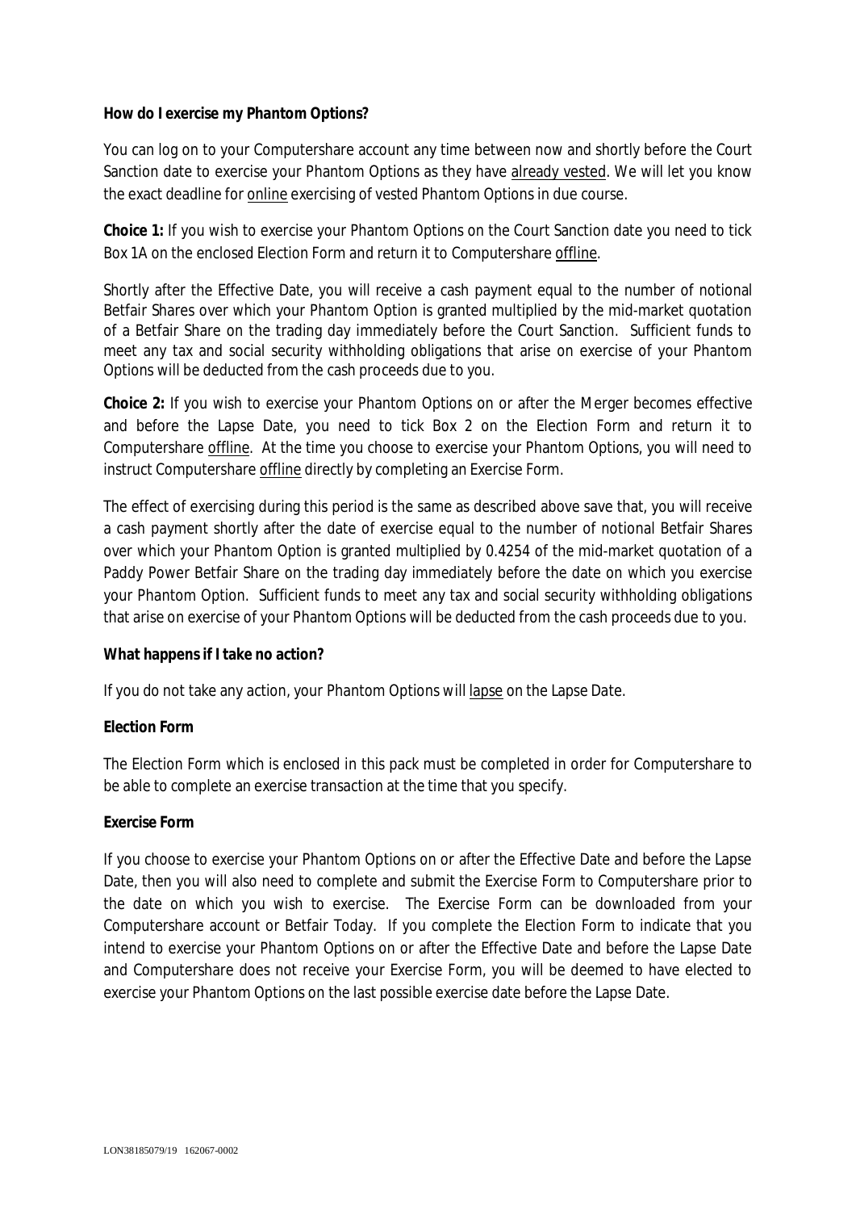**How do I exercise my Phantom Options?**

You can log on to your Computershare account any time between now and shortly before the Court Sanction date to exercise your Phantom Options as they have already vested. We will let you know the exact deadline for online exercising of vested Phantom Options in due course.

**Choice 1:** If you wish to exercise your Phantom Options on the Court Sanction date you need to tick Box 1A on the enclosed Election Form and return it to Computershare offline.

Shortly after the Effective Date, you will receive a cash payment equal to the number of notional Betfair Shares over which your Phantom Option is granted multiplied by the mid-market quotation of a Betfair Share on the trading day immediately before the Court Sanction. Sufficient funds to meet any tax and social security withholding obligations that arise on exercise of your Phantom Options will be deducted from the cash proceeds due to you.

**Choice 2:** If you wish to exercise your Phantom Options on or after the Merger becomes effective and before the Lapse Date, you need to tick Box 2 on the Election Form and return it to Computershare offline. At the time you choose to exercise your Phantom Options, you will need to instruct Computershare offline directly by completing an Exercise Form.

The effect of exercising during this period is the same as described above save that, you will receive a cash payment shortly after the date of exercise equal to the number of notional Betfair Shares over which your Phantom Option is granted multiplied by 0.4254 of the mid-market quotation of a Paddy Power Betfair Share on the trading day immediately before the date on which you exercise your Phantom Option. Sufficient funds to meet any tax and social security withholding obligations that arise on exercise of your Phantom Options will be deducted from the cash proceeds due to you.

**What happens if I take no action?**

If you do not take any action, your Phantom Options will lapse on the Lapse Date.

**Election Form**

The Election Form which is enclosed in this pack must be completed in order for Computershare to be able to complete an exercise transaction at the time that you specify.

**Exercise Form**

If you choose to exercise your Phantom Options on or after the Effective Date and before the Lapse Date, then you will also need to complete and submit the Exercise Form to Computershare prior to the date on which you wish to exercise. The Exercise Form can be downloaded from your Computershare account or Betfair Today. If you complete the Election Form to indicate that you intend to exercise your Phantom Options on or after the Effective Date and before the Lapse Date and Computershare does not receive your Exercise Form, you will be deemed to have elected to exercise your Phantom Options on the last possible exercise date before the Lapse Date.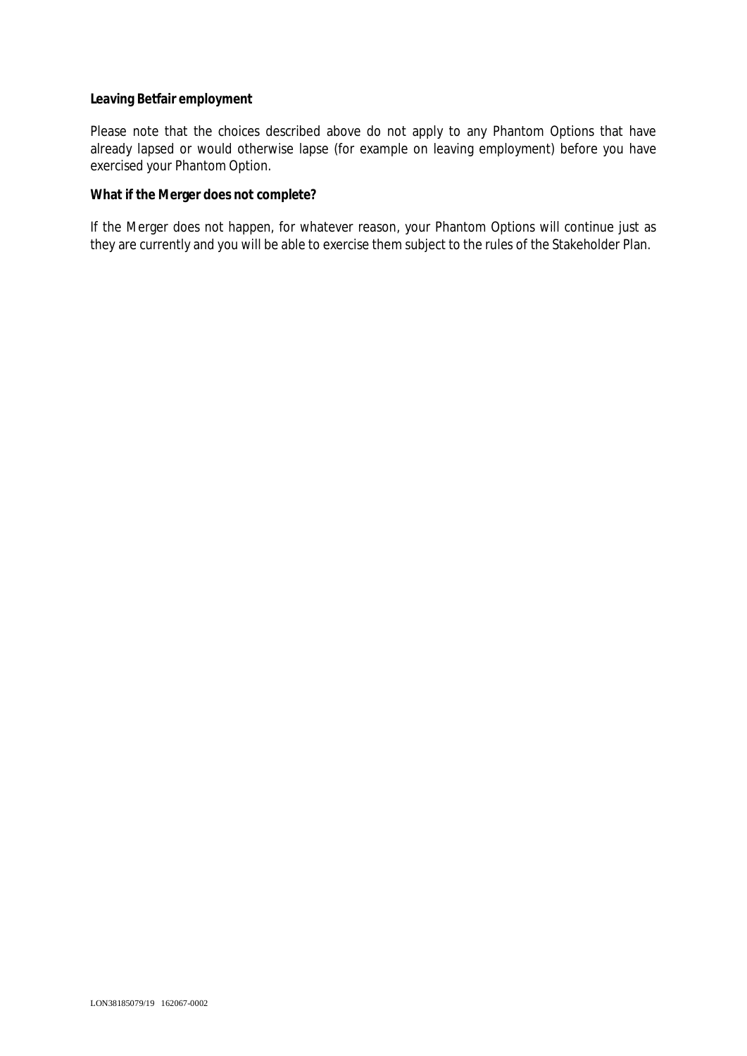**Leaving Betfair employment**

Please note that the choices described above do not apply to any Phantom Options that have already lapsed or would otherwise lapse (for example on leaving employment) before you have exercised your Phantom Option.

**What if the Merger does not complete?**

If the Merger does not happen, for whatever reason, your Phantom Options will continue just as they are currently and you will be able to exercise them subject to the rules of the Stakeholder Plan.